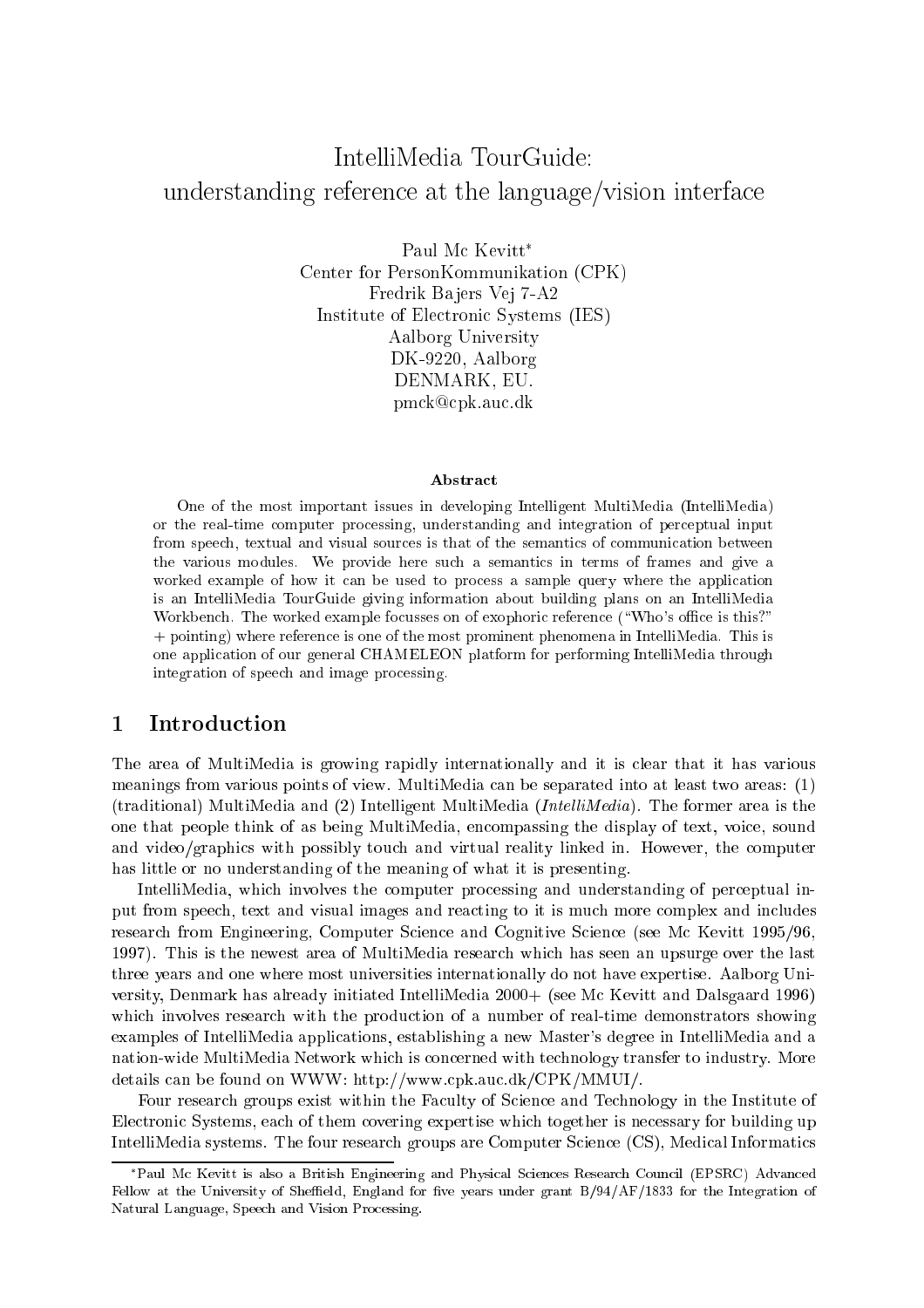# IntelliMedia TourGuide: understanding reference at the language/vision interface

Paul Mc Kevitt*
Center for PersonKommunikation (CPK)
Fredrik Bajers Vej 7-A2
Institute of Electronic Systems (IES)
Aalborg University
DK-9220, Aalborg
DENMARK, EU.
pmck@cpk.auc.dk

### Abstract

One of the most important issues in developing Intelligent MultiMedia (IntelliMedia) or the real-time computer processing, understanding and integration of perceptual input from speech, textual and visual sources is that of the semantics of communication between the various modules. We provide here such a semantics in terms of frames and give a worked example of how it can be used to process a sample query where the application is an IntelliMedia TourGuide giving information about building plans on an IntelliMedia Workbench. The worked example focusses on of exophoric reference ("Who's office is this?" + pointing) where reference is one of the most prominent phenomena in IntelliMedia. This is one application of our general CHAMELEON platform for performing IntelliMedia through integration of speech and image processing.

## 1 Introduction

The area of MultiMedia is growing rapidly internationally and it is clear that it has various meanings from various points of view. MultiMedia can be separated into at least two areas: (1) (traditional) MultiMedia and (2) Intelligent MultiMedia (*IntelliMedia*). The former area is the one that people think of as being MultiMedia, encompassing the display of text, voice, sound and video/graphics with possibly touch and virtual reality linked in. However, the computer has little or no understanding of the meaning of what it is presenting.

IntelliMedia, which involves the computer processing and understanding of perceptual input from speech, text and visual images and reacting to it is much more complex and includes research from Engineering, Computer Science and Cognitive Science (see Mc Kevitt 1995/96, 1997). This is the newest area of MultiMedia research which has seen an upsurge over the last three years and one where most universities internationally do not have expertise. Aalborg University, Denmark has already initiated IntelliMedia 2000+ (see Mc Kevitt and Dalsgaard 1996) which involves research with the production of a number of real-time demonstrators showing examples of IntelliMedia applications, establishing a new Master's degree in IntelliMedia and a nation-wide MultiMedia Network which is concerned with technology transfer to industry. More details can be found on WWW: http://www.cpk.auc.dk/CPK/MMUI/.

Four research groups exist within the Faculty of Science and Technology in the Institute of Electronic Systems, each of them covering expertise which together is necessary for building up IntelliMedia systems. The four research groups are Computer Science (CS), Medical Informatics

---

*Paul Mc Kevitt is also a British Engineering and Physical Sciences Research Council (EPSRC) Advanced Fellow at the University of Sheffield, England for five years under grant B/94/AF/1833 for the Integration of Natural Language, Speech and Vision Processing.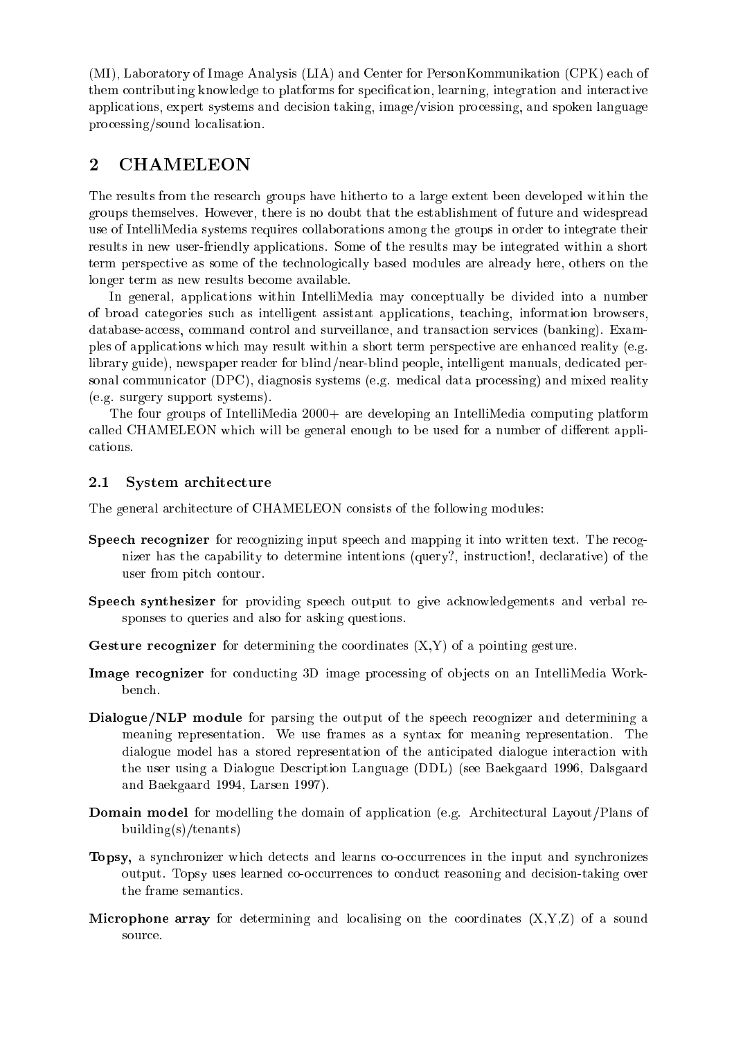(MI), Laboratory of Image Analysis (LIA) and Center for PersonKommunikation (CPK) each of them contributing knowledge to platforms for specification, learning, integration and interactive applications, expert systems and decision taking, image/vision processing, and spoken language processing/sound localisation.

# 2 CHAMELEON

The results from the research groups have hitherto to a large extent been developed within the groups themselves. However, there is no doubt that the establishment of future and widespread use of IntelliMedia systems requires collaborations among the groups in order to integrate their results in new user-friendly applications. Some of the results may be integrated within a short term perspective as some of the technologically based modules are already here, others on the longer term as new results become available.

In general, applications within IntelliMedia may conceptually be divided into a number of broad categories such as intelligent assistant applications, teaching, information browsers, database-access, command control and surveillance, and transaction services (banking). Examples of applications which may result within a short term perspective are enhanced reality (e.g. library guide), newspaper reader for blind/near-blind people, intelligent manuals, dedicated personal communicator (DPC), diagnosis systems (e.g. medical data processing) and mixed reality (e.g. surgery support systems).

The four groups of IntelliMedia 2000+ are developing an IntelliMedia computing platform called CHAMELEON which will be general enough to be used for a number of different applications.

## 2.1 System architecture

The general architecture of CHAMELEON consists of the following modules:

**Speech recognizer** for recognizing input speech and mapping it into written text. The recognizer has the capability to determine intentions (query?, instruction!, declarative) of the user from pitch contour.

**Speech synthesizer** for providing speech output to give acknowledgements and verbal responses to queries and also for asking questions.

**Gesture recognizer** for determining the coordinates (X,Y) of a pointing gesture.

**Image recognizer** for conducting 3D image processing of objects on an IntelliMedia Workbench.

**Dialogue/NLP module** for parsing the output of the speech recognizer and determining a meaning representation. We use frames as a syntax for meaning representation. The dialogue model has a stored representation of the anticipated dialogue interaction with the user using a Dialogue Description Language (DDL) (see Baekgaard 1996, Dalsgaard and Baekgaard 1994, Larsen 1997).

**Domain model** for modelling the domain of application (e.g. Architectural Layout/Plans of building(s)/tenants)

**Topsy,** a synchronizer which detects and learns co-occurrences in the input and synchronizes output. Topsy uses learned co-occurrences to conduct reasoning and decision-taking over the frame semantics.

**Microphone array** for determining and localising on the coordinates (X,Y,Z) of a sound source.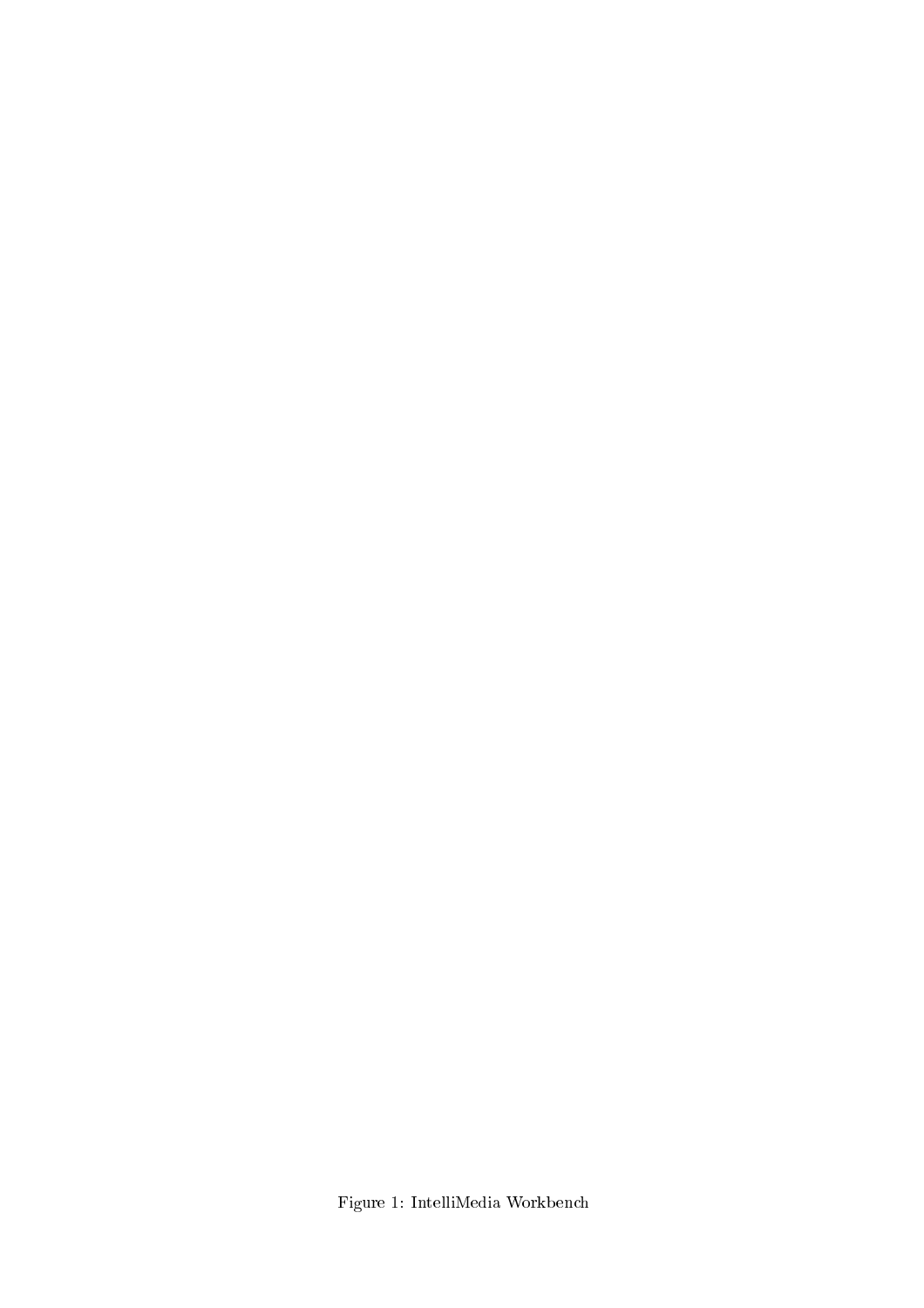Figure 1: IntelliMedia Workbench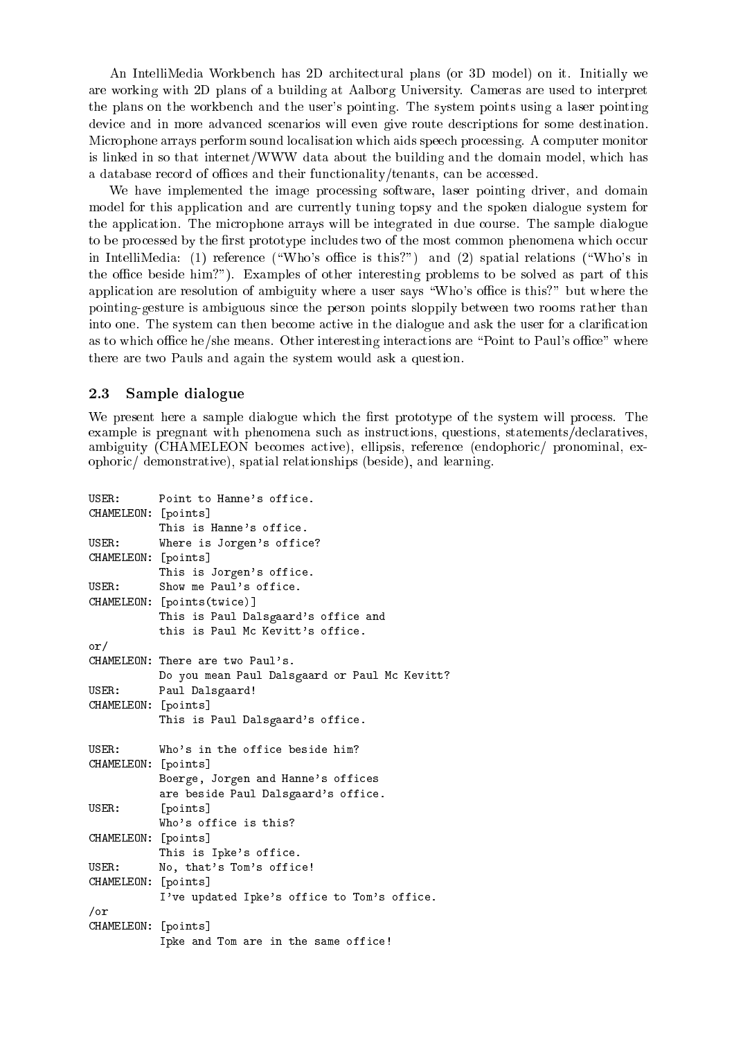An IntelliMedia Workbench has 2D architectural plans (or 3D model) on it. Initially we are working with 2D plans of a building at Aalborg University. Cameras are used to interpret the plans on the workbench and the user's pointing. The system points using a laser pointing device and in more advanced scenarios will even give route descriptions for some destination. Microphone arrays perform sound localisation which aids speech processing. A computer monitor is linked in so that internet/WWW data about the building and the domain model, which has a database record of offices and their functionality/tenants, can be accessed.

We have implemented the image processing software, laser pointing driver, and domain model for this application and are currently tuning topsy and the spoken dialogue system for the application. The microphone arrays will be integrated in due course. The sample dialogue to be processed by the first prototype includes two of the most common phenomena which occur in IntelliMedia: (1) reference ("Who's office is this?") and (2) spatial relations ("Who's in the office beside him?"). Examples of other interesting problems to be solved as part of this application are resolution of ambiguity where a user says "Who's office is this?" but where the pointing-gesture is ambiguous since the person points sloppily between two rooms rather than into one. The system can then become active in the dialogue and ask the user for a clarification as to which office he/she means. Other interesting interactions are "Point to Paul's office" where there are two Pauls and again the system would ask a question.

### 2.3 Sample dialogue

We present here a sample dialogue which the first prototype of the system will process. The example is pregnant with phenomena such as instructions, questions, statements/declaratives, ambiguity (CHAMELEON becomes active), ellipsis, reference (endophoric/ pronominal, exophoric/ demonstrative), spatial relationships (beside), and learning.

```
USER:      Point to Hanne's office.
CHAMELEON: [points]
           This is Hanne's office.
USER:      Where is Jorgen's office?
CHAMELEON: [points]
           This is Jorgen's office.
USER:      Show me Paul's office.
CHAMELEON: [points(twice)]
           This is Paul Dalsgaard's office and
           this is Paul Mc Kevitt's office.
or/
CHAMELEON: There are two Paul's.
           Do you mean Paul Dalsgaard or Paul Mc Kevitt?
USER:      Paul Dalsgaard!
CHAMELEON: [points]
           This is Paul Dalsgaard's office.

USER:      Who's in the office beside him?
CHAMELEON: [points]
           Boerge, Jorgen and Hanne's offices
           are beside Paul Dalsgaard's office.
USER:      [points]
           Who's office is this?
CHAMELEON: [points]
           This is Ipke's office.
USER:      No, that's Tom's office!
CHAMELEON: [points]
           I've updated Ipke's office to Tom's office.
/or
CHAMELEON: [points]
           Ipke and Tom are in the same office!
```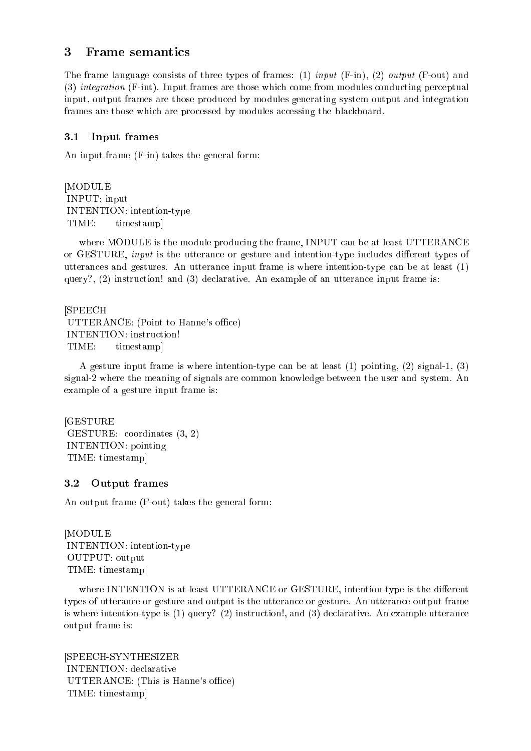## 3 Frame semantics

The frame language consists of three types of frames: (1) *input* (F-in), (2) *output* (F-out) and (3) *integration* (F-int). Input frames are those which come from modules conducting perceptual input, output frames are those produced by modules generating system output and integration frames are those which are processed by modules accessing the blackboard.

### 3.1 Input frames

An input frame (F-in) takes the general form:

```
[MODULE
 INPUT: input
 INTENTION: intention-type
 TIME:       timestamp]
```

where MODULE is the module producing the frame, INPUT can be at least UTTERANCE or GESTURE, *input* is the utterance or gesture and intention-type includes different types of utterances and gestures. An utterance input frame is where intention-type can be at least (1) query?, (2) instruction! and (3) declarative. An example of an utterance input frame is:

```
[SPEECH
 UTTERANCE: (Point to Hanne's office)
 INTENTION: instruction!
 TIME:       timestamp]
```

A gesture input frame is where intention-type can be at least (1) pointing, (2) signal-1, (3) signal-2 where the meaning of signals are common knowledge between the user and system. An example of a gesture input frame is:

```
[GESTURE
 GESTURE:  coordinates (3, 2)
 INTENTION: pointing
 TIME: timestamp]
```

### 3.2 Output frames

An output frame (F-out) takes the general form:

```
[MODULE
 INTENTION: intention-type
 OUTPUT: output
 TIME: timestamp]
```

where INTENTION is at least UTTERANCE or GESTURE, intention-type is the different types of utterance or gesture and output is the utterance or gesture. An utterance output frame is where intention-type is (1) query? (2) instruction!, and (3) declarative. An example utterance output frame is:

```
[SPEECH-SYNTHESIZER
 INTENTION: declarative
 UTTERANCE: (This is Hanne's office)
 TIME: timestamp]
```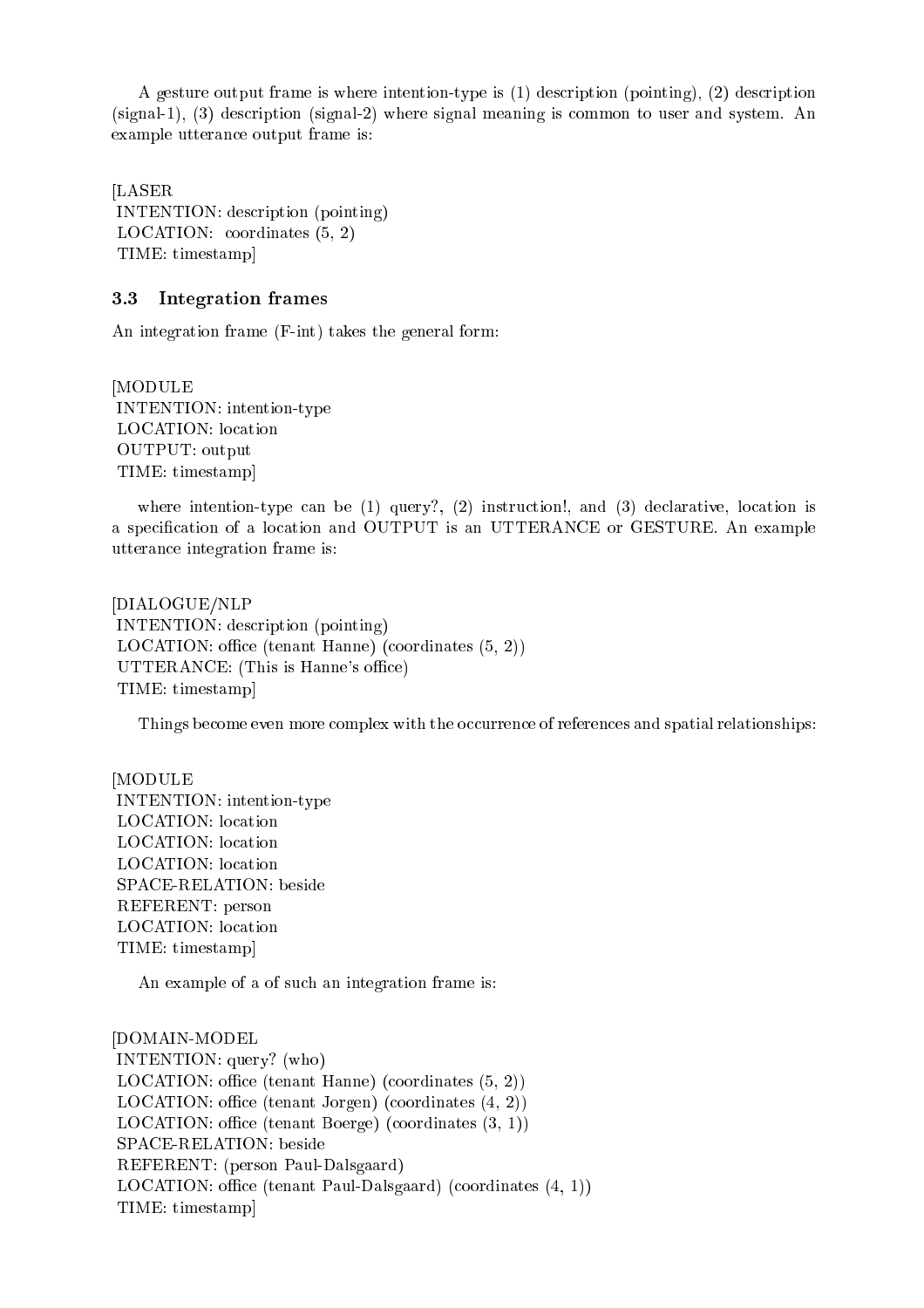A gesture output frame is where intention-type is (1) description (pointing), (2) description (signal-1), (3) description (signal-2) where signal meaning is common to user and system. An example utterance output frame is:

```
[LASER
 INTENTION: description (pointing)
 LOCATION:  coordinates (5, 2)
 TIME: timestamp]
```

### 3.3 Integration frames

An integration frame (F-int) takes the general form:

```
[MODULE
 INTENTION: intention-type
 LOCATION: location
 OUTPUT: output
 TIME: timestamp]
```

where intention-type can be (1) query?, (2) instruction!, and (3) declarative, location is a specification of a location and OUTPUT is an UTTERANCE or GESTURE. An example utterance integration frame is:

```
[DIALOGUE/NLP
 INTENTION: description (pointing)
 LOCATION: office (tenant Hanne) (coordinates (5, 2))
 UTTERANCE: (This is Hanne's office)
 TIME: timestamp]
```

Things become even more complex with the occurrence of references and spatial relationships:

```
[MODULE
 INTENTION: intention-type
 LOCATION: location
 LOCATION: location
 LOCATION: location
 SPACE-RELATION: beside
 REFERENT: person
 LOCATION: location
 TIME: timestamp]
```

An example of a of such an integration frame is:

```
[DOMAIN-MODEL
 INTENTION: query? (who)
 LOCATION: office (tenant Hanne) (coordinates (5, 2))
 LOCATION: office (tenant Jorgen) (coordinates (4, 2))
 LOCATION: office (tenant Boerge) (coordinates (3, 1))
 SPACE-RELATION: beside
 REFERENT: (person Paul-Dalsgaard)
 LOCATION: office (tenant Paul-Dalsgaard) (coordinates (4, 1))
 TIME: timestamp]
```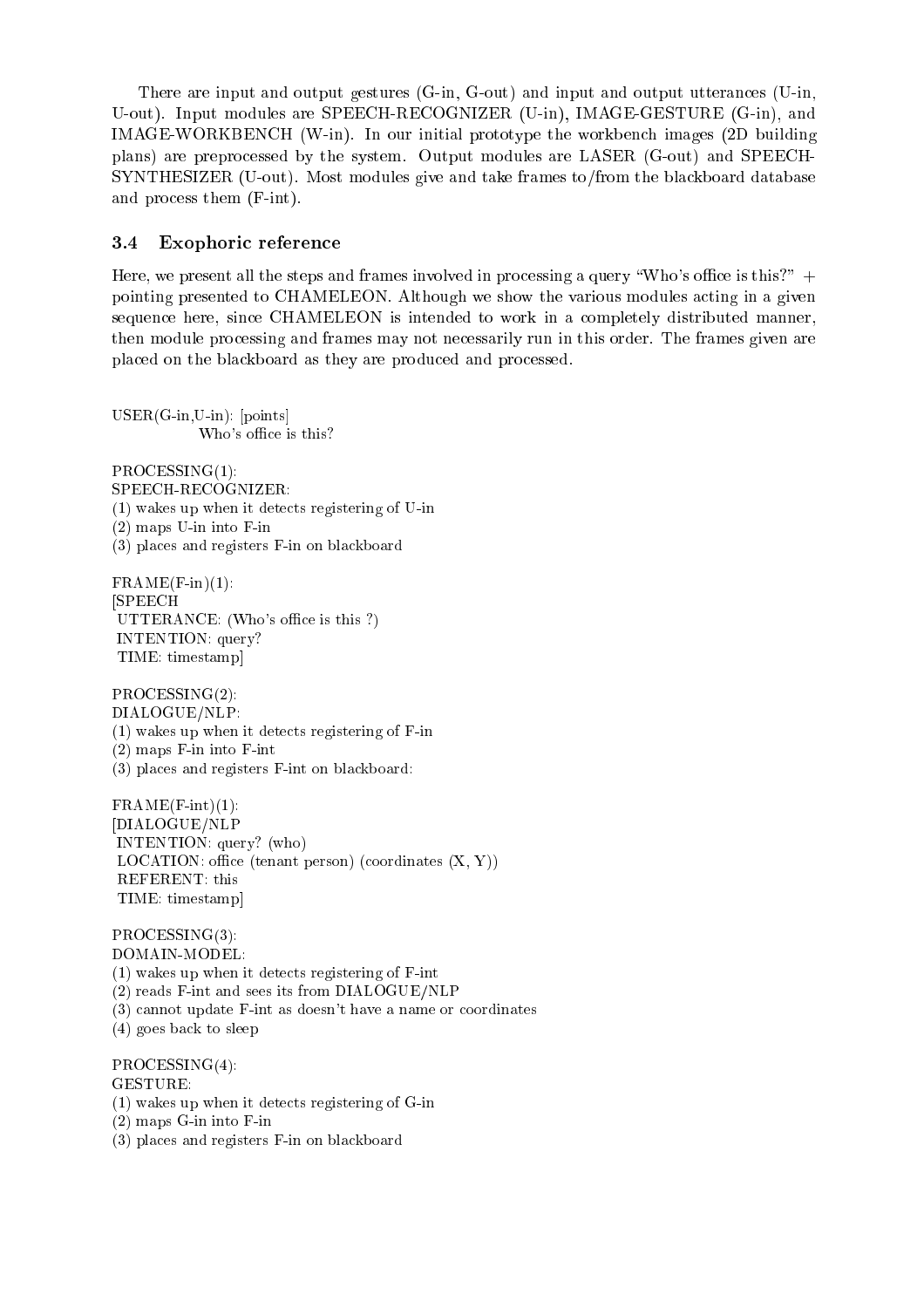There are input and output gestures (G-in, G-out) and input and output utterances (U-in, U-out). Input modules are SPEECH-RECOGNIZER (U-in), IMAGE-GESTURE (G-in), and IMAGE-WORKBENCH (W-in). In our initial prototype the workbench images (2D building plans) are preprocessed by the system. Output modules are LASER (G-out) and SPEECH-SYNTHESIZER (U-out). Most modules give and take frames to/from the blackboard database and process them (F-int).

### 3.4 Exophoric reference

Here, we present all the steps and frames involved in processing a query "Who's office is this?" + pointing presented to CHAMELEON. Although we show the various modules acting in a given sequence here, since CHAMELEON is intended to work in a completely distributed manner, then module processing and frames may not necessarily run in this order. The frames given are placed on the blackboard as they are produced and processed.

USER(G-in,U-in): [points]
Who's office is this?

PROCESSING(1):
SPEECH-RECOGNIZER:
(1) wakes up when it detects registering of U-in
(2) maps U-in into F-in
(3) places and registers F-in on blackboard

FRAME(F-in)(1):
[SPEECH
UTTERANCE: (Who's office is this ?)
INTENTION: query?
TIME: timestamp]

PROCESSING(2):
DIALOGUE/NLP:
(1) wakes up when it detects registering of F-in
(2) maps F-in into F-int
(3) places and registers F-int on blackboard:

FRAME(F-int)(1):
[DIALOGUE/NLP
INTENTION: query? (who)
LOCATION: office (tenant person) (coordinates (X, Y))
REFERENT: this
TIME: timestamp]

PROCESSING(3):
DOMAIN-MODEL:
(1) wakes up when it detects registering of F-int
(2) reads F-int and sees its from DIALOGUE/NLP
(3) cannot update F-int as doesn't have a name or coordinates
(4) goes back to sleep

PROCESSING(4):
GESTURE:
(1) wakes up when it detects registering of G-in
(2) maps G-in into F-in
(3) places and registers F-in on blackboard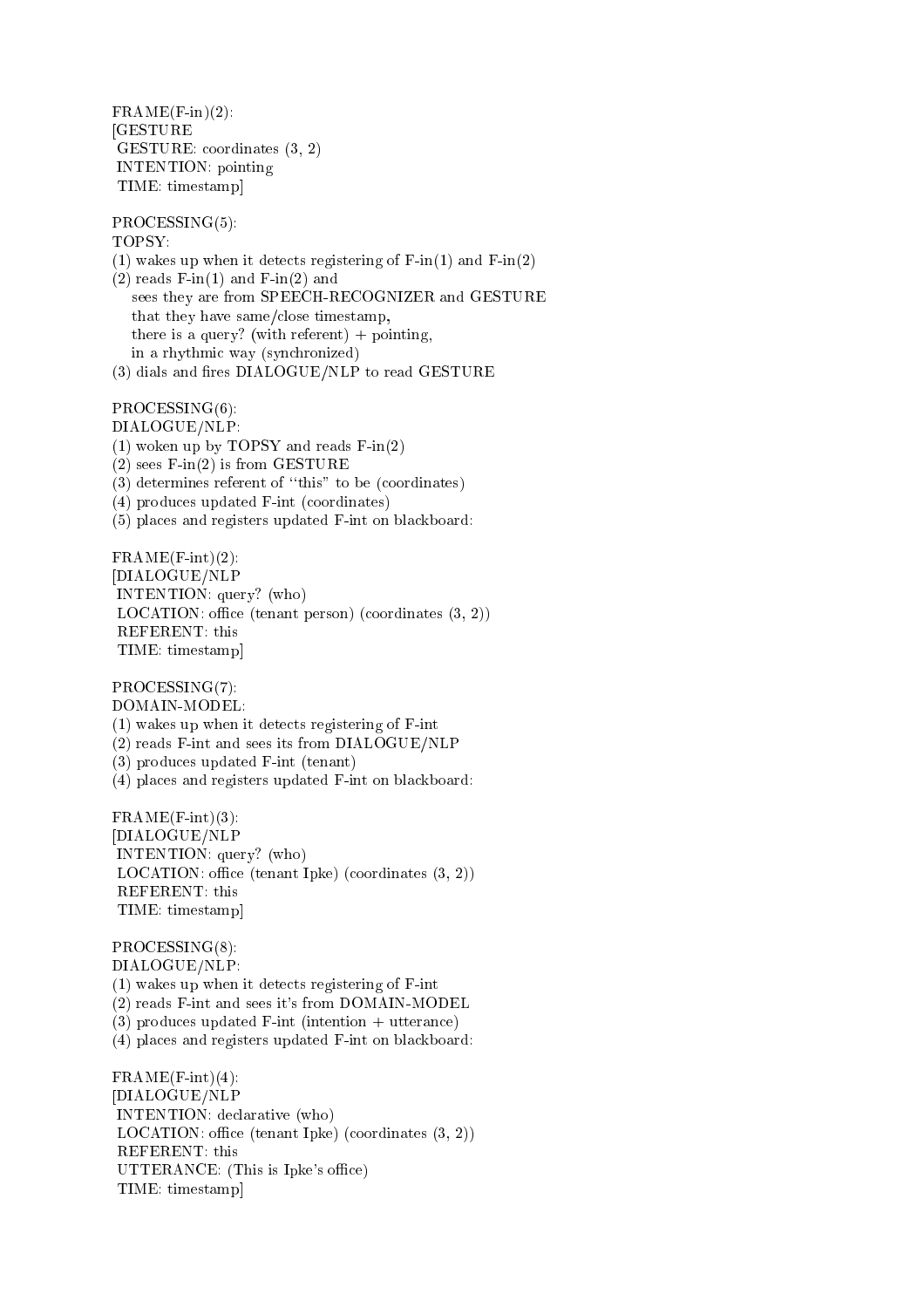FRAME(F-in)(2):
[GESTURE
 GESTURE: coordinates (3, 2)
 INTENTION: pointing
 TIME: timestamp]

PROCESSING(5):
TOPSY:
(1) wakes up when it detects registering of F-in(1) and F-in(2)
(2) reads F-in(1) and F-in(2) and
    sees they are from SPEECH-RECOGNIZER and GESTURE
    that they have same/close timestamp,
    there is a query? (with referent) + pointing,
    in a rhythmic way (synchronized)
(3) dials and fires DIALOGUE/NLP to read GESTURE

PROCESSING(6):
DIALOGUE/NLP:
(1) woken up by TOPSY and reads F-in(2)
(2) sees F-in(2) is from GESTURE
(3) determines referent of "this" to be (coordinates)
(4) produces updated F-int (coordinates)
(5) places and registers updated F-int on blackboard:

FRAME(F-int)(2):
[DIALOGUE/NLP
 INTENTION: query? (who)
 LOCATION: office (tenant person) (coordinates (3, 2))
 REFERENT: this
 TIME: timestamp]

PROCESSING(7):
DOMAIN-MODEL:
(1) wakes up when it detects registering of F-int
(2) reads F-int and sees its from DIALOGUE/NLP
(3) produces updated F-int (tenant)
(4) places and registers updated F-int on blackboard:

FRAME(F-int)(3):
[DIALOGUE/NLP
 INTENTION: query? (who)
 LOCATION: office (tenant Ipke) (coordinates (3, 2))
 REFERENT: this
 TIME: timestamp]

PROCESSING(8):
DIALOGUE/NLP:
(1) wakes up when it detects registering of F-int
(2) reads F-int and sees it's from DOMAIN-MODEL
(3) produces updated F-int (intention + utterance)
(4) places and registers updated F-int on blackboard:

FRAME(F-int)(4):
[DIALOGUE/NLP
 INTENTION: declarative (who)
 LOCATION: office (tenant Ipke) (coordinates (3, 2))
 REFERENT: this
 UTTERANCE: (This is Ipke's office)
 TIME: timestamp]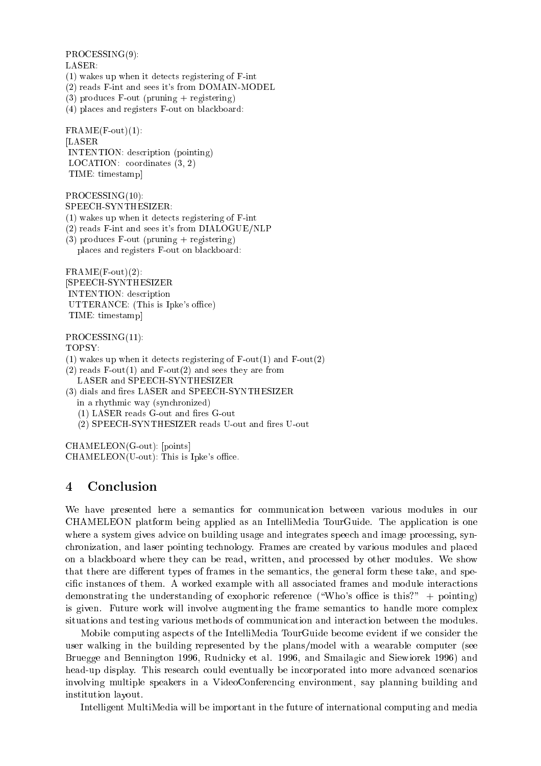PROCESSING(9):
LASER:
(1) wakes up when it detects registering of F-int
(2) reads F-int and sees it's from DOMAIN-MODEL
(3) produces F-out (pruning + registering)
(4) places and registers F-out on blackboard:

FRAME(F-out)(1):
[LASER
 INTENTION: description (pointing)
 LOCATION: coordinates (3, 2)
 TIME: timestamp]

PROCESSING(10):
SPEECH-SYNTHESIZER:
(1) wakes up when it detects registering of F-int
(2) reads F-int and sees it's from DIALOGUE/NLP
(3) produces F-out (pruning + registering)
 places and registers F-out on blackboard:

FRAME(F-out)(2):
[SPEECH-SYNTHESIZER
 INTENTION: description
 UTTERANCE: (This is Ipke's office)
 TIME: timestamp]

PROCESSING(11):
TOPSY:
(1) wakes up when it detects registering of F-out(1) and F-out(2)
(2) reads F-out(1) and F-out(2) and sees they are from
 LASER and SPEECH-SYNTHESIZER
(3) dials and fires LASER and SPEECH-SYNTHESIZER
 in a rhythmic way (synchronized)
 (1) LASER reads G-out and fires G-out
 (2) SPEECH-SYNTHESIZER reads U-out and fires U-out

CHAMELEON(G-out): [points]
CHAMELEON(U-out): This is Ipke's office.

## 4 Conclusion

We have presented here a semantics for communication between various modules in our CHAMELEON platform being applied as an IntelliMedia TourGuide. The application is one where a system gives advice on building usage and integrates speech and image processing, synchronization, and laser pointing technology. Frames are created by various modules and placed on a blackboard where they can be read, written, and processed by other modules. We show that there are different types of frames in the semantics, the general form these take, and specific instances of them. A worked example with all associated frames and module interactions demonstrating the understanding of exophoric reference ("Who's office is this?" + pointing) is given. Future work will involve augmenting the frame semantics to handle more complex situations and testing various methods of communication and interaction between the modules.

Mobile computing aspects of the IntelliMedia TourGuide become evident if we consider the user walking in the building represented by the plans/model with a wearable computer (see Bruegge and Bennington 1996, Rudnicky et al. 1996, and Smailagic and Siewiorek 1996) and head-up display. This research could eventually be incorporated into more advanced scenarios involving multiple speakers in a VideoConferencing environment, say planning building and institution layout.

Intelligent MultiMedia will be important in the future of international computing and media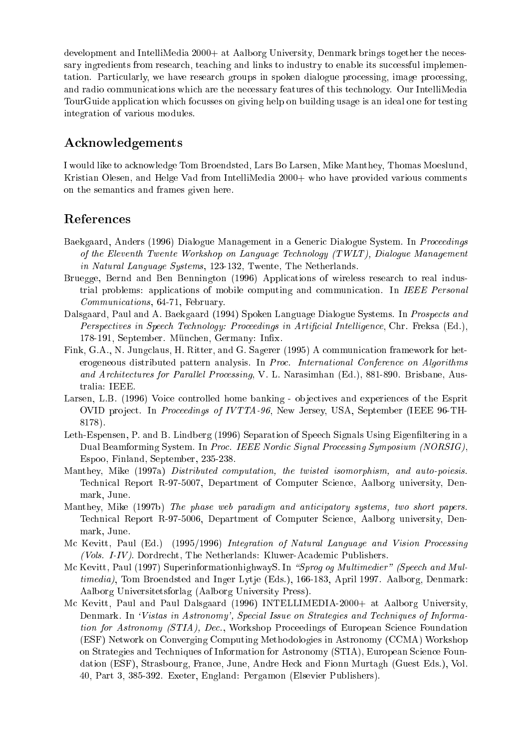development and IntelliMedia 2000+ at Aalborg University, Denmark brings together the necessary ingredients from research, teaching and links to industry to enable its successful implementation. Particularly, we have research groups in spoken dialogue processing, image processing, and radio communications which are the necessary features of this technology. Our IntelliMedia TourGuide application which focusses on giving help on building usage is an ideal one for testing integration of various modules.

## Acknowledgements

I would like to acknowledge Tom Broendsted, Lars Bo Larsen, Mike Manthey, Thomas Moeslund, Kristian Olesen, and Helge Vad from IntelliMedia 2000+ who have provided various comments on the semantics and frames given here.

## References

Baekgaard, Anders (1996) Dialogue Management in a Generic Dialogue System. In *Proceedings of the Eleventh Twente Workshop on Language Technology (TWLT), Dialogue Management in Natural Language Systems*, 123-132, Twente, The Netherlands.

Bruegge, Bernd and Ben Bennington (1996) Applications of wireless research to real industrial problems: applications of mobile computing and communication. In *IEEE Personal Communications*, 64-71, February.

Dalsgaard, Paul and A. Baekgaard (1994) Spoken Language Dialogue Systems. In *Prospects and Perspectives in Speech Technology: Proceedings in Artificial Intelligence*, Chr. Freksa (Ed.), 178-191, September. München, Germany: Infix.

Fink, G.A., N. Jungclaus, H. Ritter, and G. Sagerer (1995) A communication framework for heterogeneous distributed pattern analysis. In *Proc. International Conference on Algorithms and Architectures for Parallel Processing*, V. L. Narasimhan (Ed.), 881-890. Brisbane, Australia: IEEE.

Larsen, L.B. (1996) Voice controlled home banking - objectives and experiences of the Esprit OVID project. In *Proceedings of IVTTA-96*, New Jersey, USA, September (IEEE 96-TH-8178).

Leth-Espensen, P. and B. Lindberg (1996) Separation of Speech Signals Using Eigenfiltering in a Dual Beamforming System. In *Proc. IEEE Nordic Signal Processing Symposium (NORSIG)*, Espoo, Finland, September, 235-238.

Manthey, Mike (1997a) *Distributed computation, the twisted isomorphism, and auto-poiesis.* Technical Report R-97-5007, Department of Computer Science, Aalborg university, Denmark, June.

Manthey, Mike (1997b) *The phase web paradigm and anticipatory systems, two short papers.* Technical Report R-97-5006, Department of Computer Science, Aalborg university, Denmark, June.

Mc Kevitt, Paul (Ed.) (1995/1996) *Integration of Natural Language and Vision Processing (Vols. I-IV)*. Dordrecht, The Netherlands: Kluwer-Academic Publishers.

Mc Kevitt, Paul (1997) SuperinformationhighwayS. In *"Sprog og Multimedier" (Speech and Multimedia)*, Tom Broendsted and Inger Lytje (Eds.), 166-183, April 1997. Aalborg, Denmark: Aalborg Universitetsforlag (Aalborg University Press).

Mc Kevitt, Paul and Paul Dalsgaard (1996) INTELLIMEDIA-2000+ at Aalborg University, Denmark. In *'Vistas in Astronomy', Special Issue on Strategies and Techniques of Information for Astronomy (STIA), Dec.*, Workshop Proceedings of European Science Foundation (ESF) Network on Converging Computing Methodologies in Astronomy (CCMA) Workshop on Strategies and Techniques of Information for Astronomy (STIA), European Science Foundation (ESF), Strasbourg, France, June, Andre Heck and Fionn Murtagh (Guest Eds.), Vol. 40, Part 3, 385-392. Exeter, England: Pergamon (Elsevier Publishers).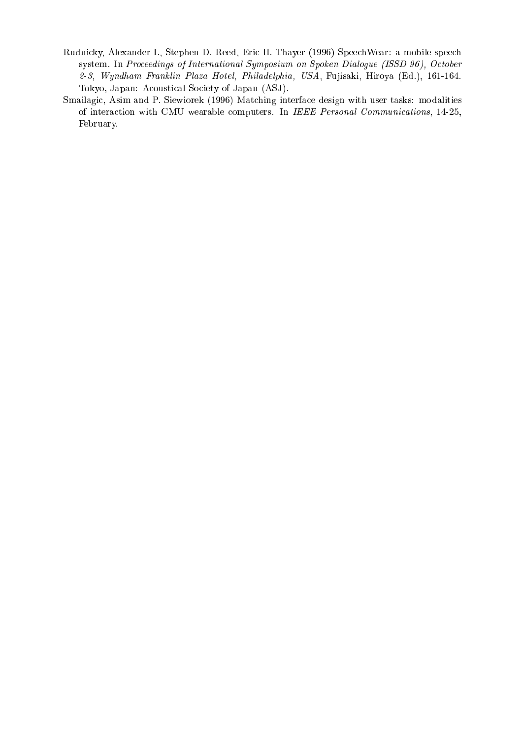Rudnicky, Alexander I., Stephen D. Reed, Eric H. Thayer (1996) SpeechWear: a mobile speech system. In *Proceedings of International Symposium on Spoken Dialogue (ISSD 96), October 2-3, Wyndham Franklin Plaza Hotel, Philadelphia, USA*, Fujisaki, Hiroya (Ed.), 161-164. Tokyo, Japan: Acoustical Society of Japan (ASJ).

Smailagic, Asim and P. Siewiorek (1996) Matching interface design with user tasks: modalities of interaction with CMU wearable computers. In *IEEE Personal Communications*, 14-25, February.